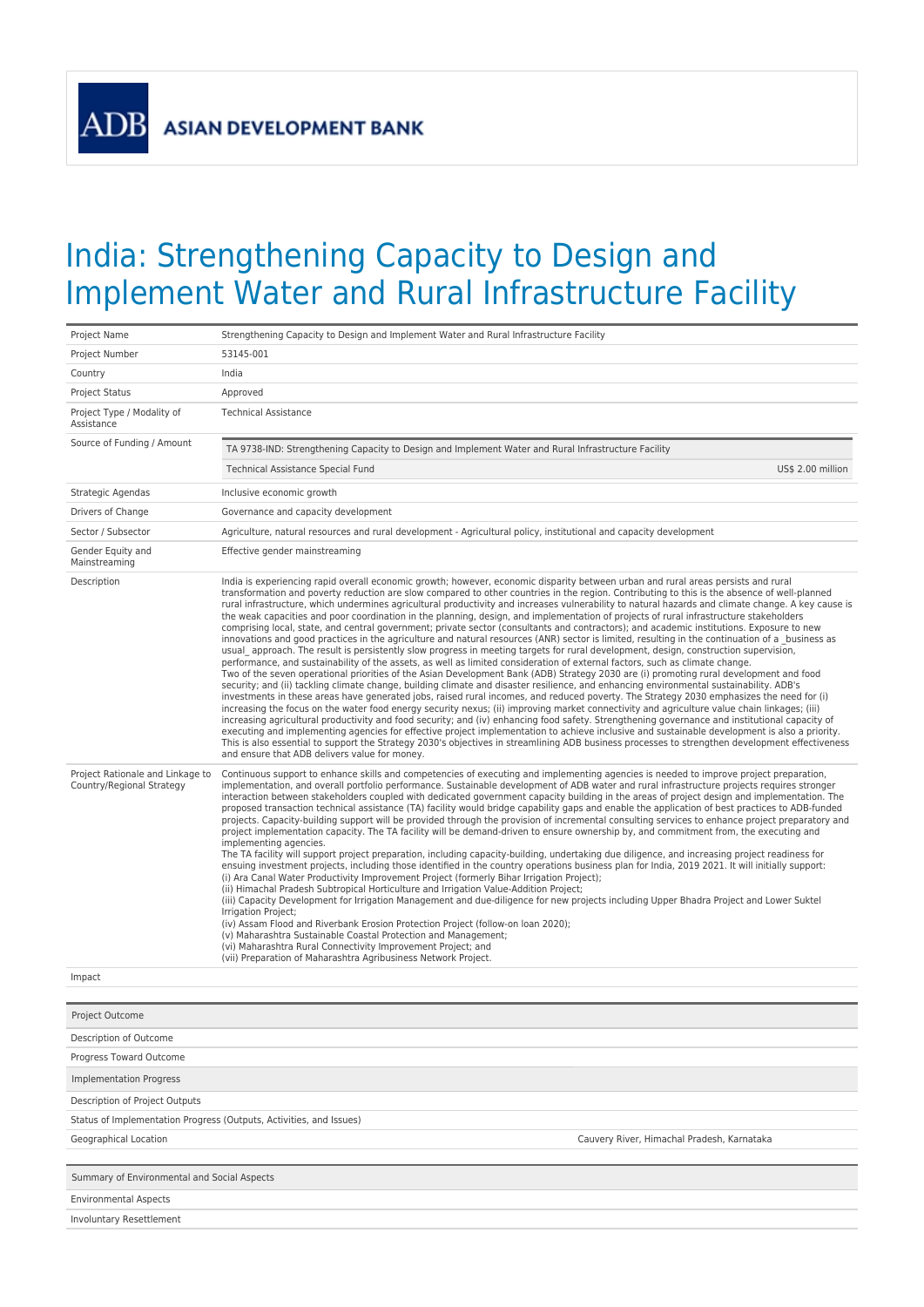ADB ASIAN DEVELOPMENT BANK

# India: Strengthening Capacity to Design and Implement Water and Rural Infrastructure Facility

| | |
|---|---|
| Project Name | Strengthening Capacity to Design and Implement Water and Rural Infrastructure Facility |
| Project Number | 53145-001 |
| Country | India |
| Project Status | Approved |
| Project Type / Modality of Assistance | Technical Assistance |
| Source of Funding / Amount | TA 9738-IND: Strengthening Capacity to Design and Implement Water and Rural Infrastructure Facility<br>Technical Assistance Special Fund — US$ 2.00 million |
| Strategic Agendas | Inclusive economic growth |
| Drivers of Change | Governance and capacity development |
| Sector / Subsector | Agriculture, natural resources and rural development - Agricultural policy, institutional and capacity development |
| Gender Equity and Mainstreaming | Effective gender mainstreaming |
| Description | India is experiencing rapid overall economic growth; however, economic disparity between urban and rural areas persists and rural transformation and poverty reduction are slow compared to other countries in the region. Contributing to this is the absence of well-planned rural infrastructure, which undermines agricultural productivity and increases vulnerability to natural hazards and climate change. A key cause is the weak capacities and poor coordination in the planning, design, and implementation of projects of rural infrastructure stakeholders comprising local, state, and central government; private sector (consultants and contractors); and academic institutions. Exposure to new innovations and good practices in the agriculture and natural resources (ANR) sector is limited, resulting in the continuation of a _business as usual_ approach. The result is persistently slow progress in meeting targets for rural development, design, construction supervision, performance, and sustainability of the assets, as well as limited consideration of external factors, such as climate change.<br>Two of the seven operational priorities of the Asian Development Bank (ADB) Strategy 2030 are (i) promoting rural development and food security; and (ii) tackling climate change, building climate and disaster resilience, and enhancing environmental sustainability. ADB's investments in these areas have generated jobs, raised rural incomes, and reduced poverty. The Strategy 2030 emphasizes the need for (i) increasing the focus on the water food energy security nexus; (ii) improving market connectivity and agriculture value chain linkages; (iii) increasing agricultural productivity and food security; and (iv) enhancing food safety. Strengthening governance and institutional capacity of executing and implementing agencies for effective project implementation to achieve inclusive and sustainable development is also a priority. This is also essential to support the Strategy 2030's objectives in streamlining ADB business processes to strengthen development effectiveness and ensure that ADB delivers value for money. |
| Project Rationale and Linkage to Country/Regional Strategy | Continuous support to enhance skills and competencies of executing and implementing agencies is needed to improve project preparation, implementation, and overall portfolio performance. Sustainable development of ADB water and rural infrastructure projects requires stronger interaction between stakeholders coupled with dedicated government capacity building in the areas of project design and implementation. The proposed transaction technical assistance (TA) facility would bridge capability gaps and enable the application of best practices to ADB-funded projects. Capacity-building support will be provided through the provision of incremental consulting services to enhance project preparatory and project implementation capacity. The TA facility will be demand-driven to ensure ownership by, and commitment from, the executing and implementing agencies.<br>The TA facility will support project preparation, including capacity-building, undertaking due diligence, and increasing project readiness for ensuing investment projects, including those identified in the country operations business plan for India, 2019 2021. It will initially support:<br>(i) Ara Canal Water Productivity Improvement Project (formerly Bihar Irrigation Project);<br>(ii) Himachal Pradesh Subtropical Horticulture and Irrigation Value-Addition Project;<br>(iii) Capacity Development for Irrigation Management and due-diligence for new projects including Upper Bhadra Project and Lower Suktel Irrigation Project;<br>(iv) Assam Flood and Riverbank Erosion Protection Project (follow-on loan 2020);<br>(v) Maharashtra Sustainable Coastal Protection and Management;<br>(vi) Maharashtra Rural Connectivity Improvement Project; and<br>(vii) Preparation of Maharashtra Agribusiness Network Project. |
| Impact | |

| Project Outcome | |
|---|---|
| Description of Outcome | |
| Progress Toward Outcome | |
| **Implementation Progress** | |
| Description of Project Outputs | |
| Status of Implementation Progress (Outputs, Activities, and Issues) | |
| Geographical Location | Cauvery River, Himachal Pradesh, Karnataka |

| Summary of Environmental and Social Aspects | |
|---|---|
| Environmental Aspects | |
| Involuntary Resettlement | |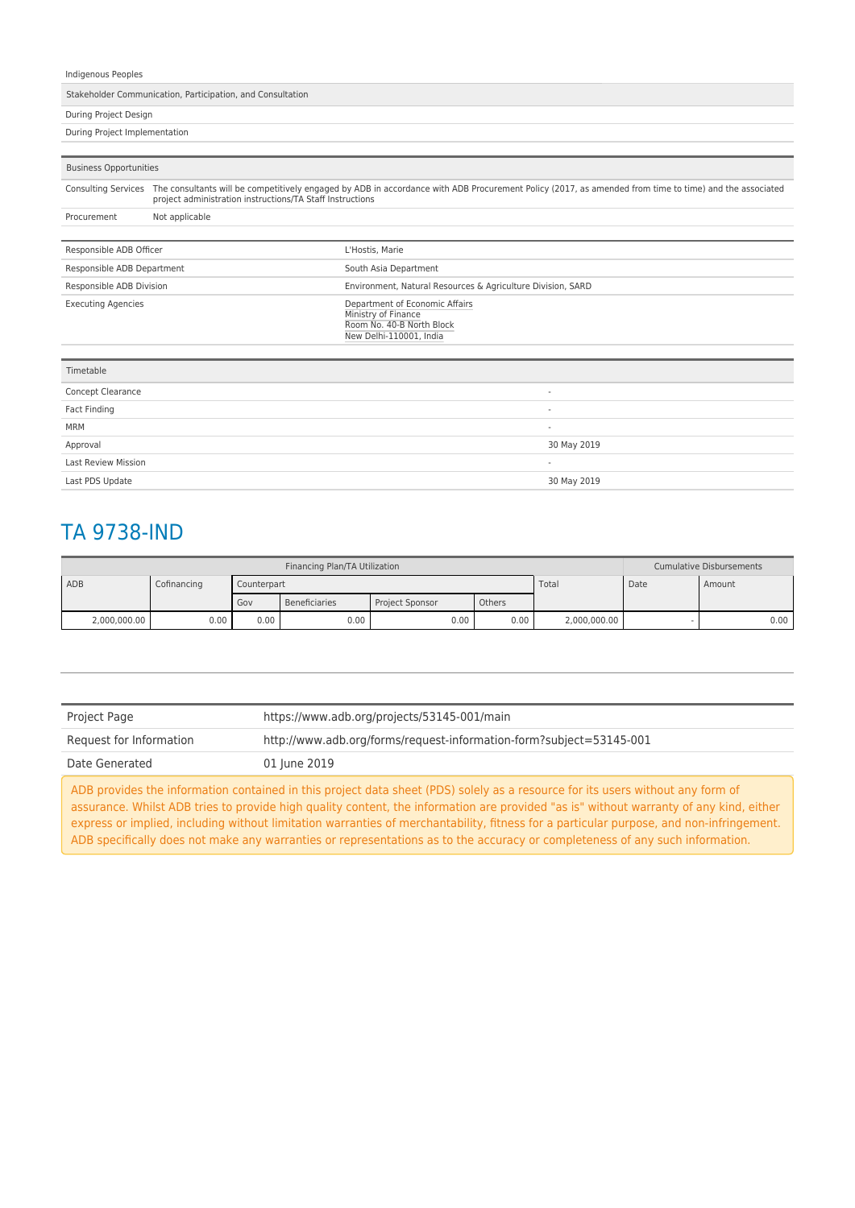| | |
|---|---|
| Indigenous Peoples | |
| Stakeholder Communication, Participation, and Consultation | |
| During Project Design | |
| During Project Implementation | |

| Business Opportunities | |
|---|---|
| Consulting Services | The consultants will be competitively engaged by ADB in accordance with ADB Procurement Policy (2017, as amended from time to time) and the associated project administration instructions/TA Staff Instructions |
| Procurement | Not applicable |

| | |
|---|---|
| Responsible ADB Officer | L'Hostis, Marie |
| Responsible ADB Department | South Asia Department |
| Responsible ADB Division | Environment, Natural Resources & Agriculture Division, SARD |
| Executing Agencies | Department of Economic Affairs<br>Ministry of Finance<br>Room No. 40-B North Block<br>New Delhi-110001, India |

| Timetable | |
|---|---|
| Concept Clearance | - |
| Fact Finding | - |
| MRM | - |
| Approval | 30 May 2019 |
| Last Review Mission | - |
| Last PDS Update | 30 May 2019 |

## TA 9738-IND

| Financing Plan/TA Utilization | | | | | | | Cumulative Disbursements | |
|---|---|---|---|---|---|---|---|---|
| ADB | Cofinancing | Counterpart | | | | Total | Date | Amount |
| | | Gov | Beneficiaries | Project Sponsor | Others | | | |
| 2,000,000.00 | 0.00 | 0.00 | 0.00 | 0.00 | 0.00 | 2,000,000.00 | - | 0.00 |

| | |
|---|---|
| Project Page | https://www.adb.org/projects/53145-001/main |
| Request for Information | http://www.adb.org/forms/request-information-form?subject=53145-001 |
| Date Generated | 01 June 2019 |

ADB provides the information contained in this project data sheet (PDS) solely as a resource for its users without any form of assurance. Whilst ADB tries to provide high quality content, the information are provided "as is" without warranty of any kind, either express or implied, including without limitation warranties of merchantability, fitness for a particular purpose, and non-infringement. ADB specifically does not make any warranties or representations as to the accuracy or completeness of any such information.